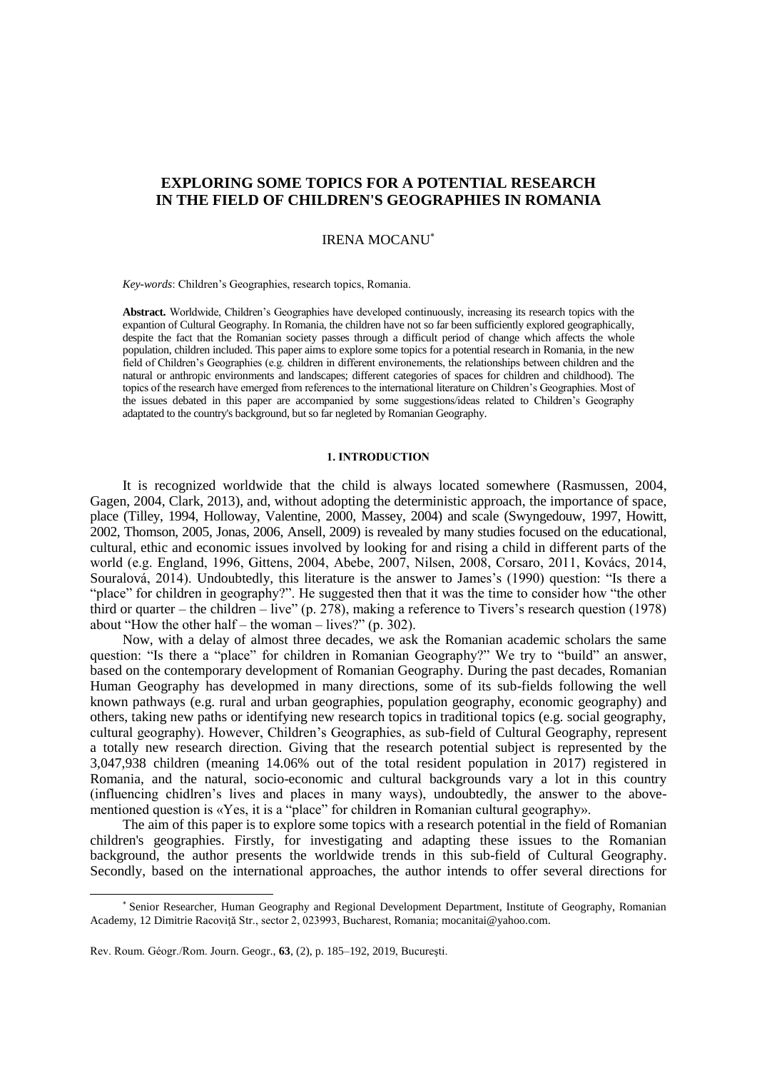# EXPLORING SOME TOPICS FOR A POTENTIAL RESEARCH IN THE FIELD OF CHILDREN'S GEOGRAPHIES IN ROMANIA

IRENA MOCANU[*]

*Key-words*: Children's Geographies, research topics, Romania.

**Abstract.** Worldwide, Children's Geographies have developed continuously, increasing its research topics with the expantion of Cultural Geography. In Romania, the children have not so far been sufficiently explored geographically, despite the fact that the Romanian society passes through a difficult period of change which affects the whole population, children included. This paper aims to explore some topics for a potential research in Romania, in the new field of Children's Geographies (e.g. children in different environements, the relationships between children and the natural or anthropic environments and landscapes; different categories of spaces for children and childhood). The topics of the research have emerged from references to the international literature on Children's Geographies. Most of the issues debated in this paper are accompanied by some suggestions/ideas related to Children's Geography adaptated to the country's background, but so far negleted by Romanian Geography.

## 1. INTRODUCTION

It is recognized worldwide that the child is always located somewhere (Rasmussen, 2004, Gagen, 2004, Clark, 2013), and, without adopting the deterministic approach, the importance of space, place (Tilley, 1994, Holloway, Valentine, 2000, Massey, 2004) and scale (Swyngedouw, 1997, Howitt, 2002, Thomson, 2005, Jonas, 2006, Ansell, 2009) is revealed by many studies focused on the educational, cultural, ethic and economic issues involved by looking for and rising a child in different parts of the world (e.g. England, 1996, Gittens, 2004, Abebe, 2007, Nilsen, 2008, Corsaro, 2011, Kovács, 2014, Souralová, 2014). Undoubtedly, this literature is the answer to James's (1990) question: "Is there a "place" for children in geography?". He suggested then that it was the time to consider how "the other third or quarter – the children – live" (p. 278), making a reference to Tivers's research question (1978) about "How the other half – the woman – lives?" (p. 302).

Now, with a delay of almost three decades, we ask the Romanian academic scholars the same question: "Is there a "place" for children in Romanian Geography?" We try to "build" an answer, based on the contemporary development of Romanian Geography. During the past decades, Romanian Human Geography has developmed in many directions, some of its sub-fields following the well known pathways (e.g. rural and urban geographies, population geography, economic geography) and others, taking new paths or identifying new research topics in traditional topics (e.g. social geography, cultural geography). However, Children's Geographies, as sub-field of Cultural Geography, represent a totally new research direction. Giving that the research potential subject is represented by the 3,047,938 children (meaning 14.06% out of the total resident population in 2017) registered in Romania, and the natural, socio-economic and cultural backgrounds vary a lot in this country (influencing chidlren's lives and places in many ways), undoubtedly, the answer to the above-mentioned question is «Yes, it is a "place" for children in Romanian cultural geography».

The aim of this paper is to explore some topics with a research potential in the field of Romanian children's geographies. Firstly, for investigating and adapting these issues to the Romanian background, the author presents the worldwide trends in this sub-field of Cultural Geography. Secondly, based on the international approaches, the author intends to offer several directions for

[*] Senior Researcher, Human Geography and Regional Development Department, Institute of Geography, Romanian Academy, 12 Dimitrie Racoviță Str., sector 2, 023993, Bucharest, Romania; mocanitai@yahoo.com.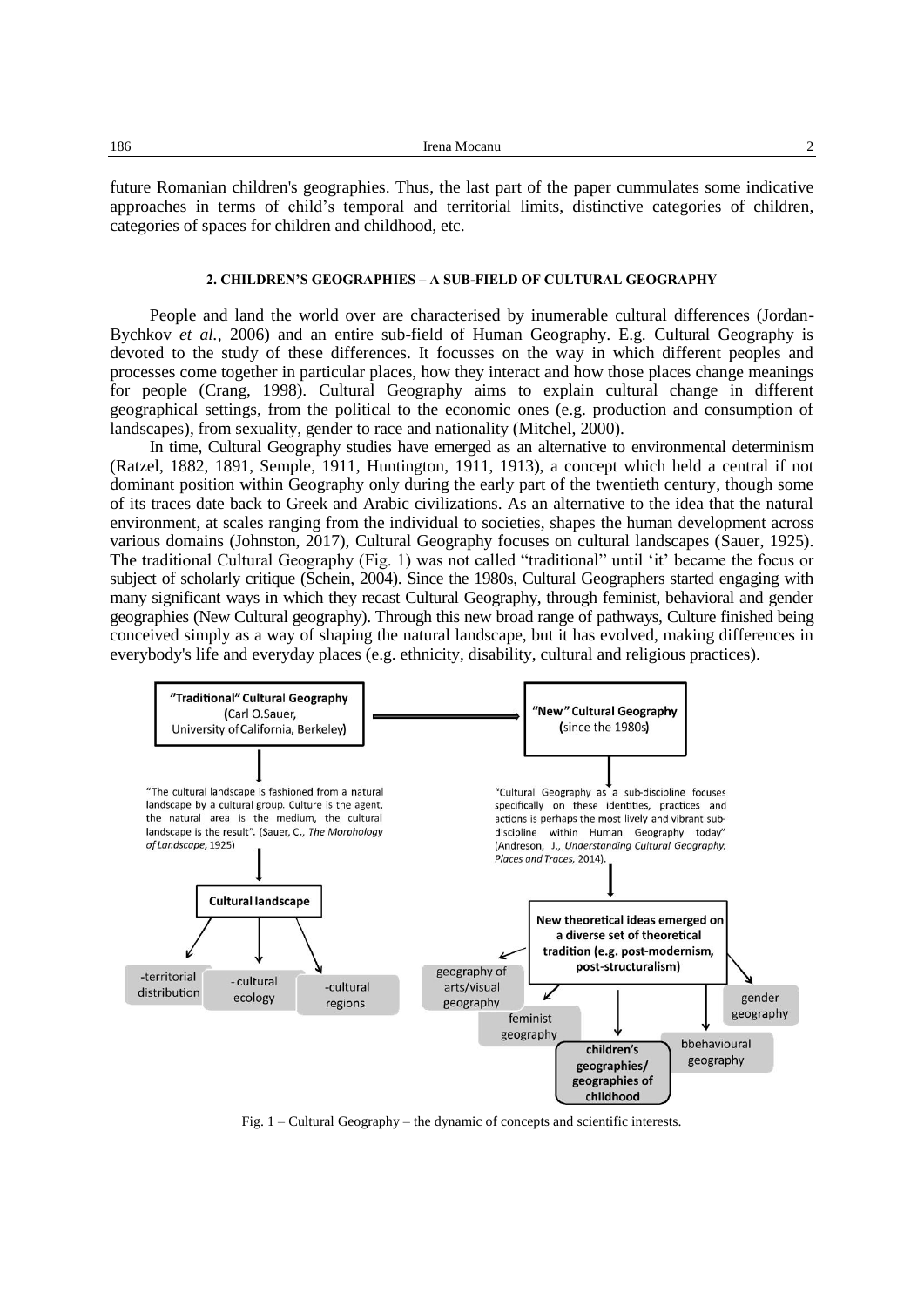future Romanian children's geographies. Thus, the last part of the paper cummulates some indicative approaches in terms of child's temporal and territorial limits, distinctive categories of children, categories of spaces for children and childhood, etc.

## 2. CHILDREN'S GEOGRAPHIES – A SUB-FIELD OF CULTURAL GEOGRAPHY

People and land the world over are characterised by inumerable cultural differences (Jordan-Bychkov *et al.*, 2006) and an entire sub-field of Human Geography. E.g. Cultural Geography is devoted to the study of these differences. It focusses on the way in which different peoples and processes come together in particular places, how they interact and how those places change meanings for people (Crang, 1998). Cultural Geography aims to explain cultural change in different geographical settings, from the political to the economic ones (e.g. production and consumption of landscapes), from sexuality, gender to race and nationality (Mitchel, 2000).

In time, Cultural Geography studies have emerged as an alternative to environmental determinism (Ratzel, 1882, 1891, Semple, 1911, Huntington, 1911, 1913), a concept which held a central if not dominant position within Geography only during the early part of the twentieth century, though some of its traces date back to Greek and Arabic civilizations. As an alternative to the idea that the natural environment, at scales ranging from the individual to societies, shapes the human development across various domains (Johnston, 2017), Cultural Geography focuses on cultural landscapes (Sauer, 1925). The traditional Cultural Geography (Fig. 1) was not called "traditional" until 'it' became the focus or subject of scholarly critique (Schein, 2004). Since the 1980s, Cultural Geographers started engaging with many significant ways in which they recast Cultural Geography, through feminist, behavioral and gender geographies (New Cultural geography). Through this new broad range of pathways, Culture finished being conceived simply as a way of shaping the natural landscape, but it has evolved, making differences in everybody's life and everyday places (e.g. ethnicity, disability, cultural and religious practices).

"Traditional" Cultural Geography (Carl O.Sauer, University of California, Berkeley) → "New" Cultural Geography (since the 1980s)

"The cultural landscape is fashioned from a natural landscape by a cultural group. Culture is the agent, the natural area is the medium, the cultural landscape is the result". (Sauer, C., *The Morphology of Landscape*, 1925)

Cultural landscape: -territorial distribution; -cultural ecology; -cultural regions

"Cultural Geography as a sub-discipline focuses specifically on these identities, practices and actions is perhaps the most lively and vibrant sub-discipline within Human Geography today" (Andreson, J., *Understanding Cultural Geography: Places and Traces*, 2014).

New theoretical ideas emerged on a diverse set of theoretical tradition (e.g. post-modernism, post-structuralism): geography of arts/visual geography; feminist geography; children's geographies/geographies of childhood; bbehavioural geography; gender geography

Fig. 1 – Cultural Geography – the dynamic of concepts and scientific interests.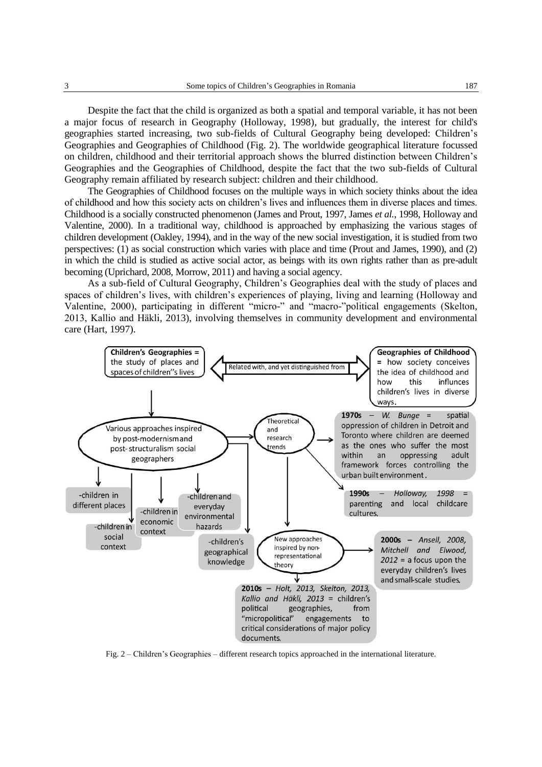Despite the fact that the child is organized as both a spatial and temporal variable, it has not been a major focus of research in Geography (Holloway, 1998), but gradually, the interest for child's geographies started increasing, two sub-fields of Cultural Geography being developed: Children's Geographies and Geographies of Childhood (Fig. 2). The worldwide geographical literature focussed on children, childhood and their territorial approach shows the blurred distinction between Children's Geographies and the Geographies of Childhood, despite the fact that the two sub-fields of Cultural Geography remain affiliated by research subject: children and their childhood.

The Geographies of Childhood focuses on the multiple ways in which society thinks about the idea of childhood and how this society acts on children's lives and influences them in diverse places and times. Childhood is a socially constructed phenomenon (James and Prout, 1997, James *et al.*, 1998, Holloway and Valentine, 2000). In a traditional way, childhood is approached by emphasizing the various stages of children development (Oakley, 1994), and in the way of the new social investigation, it is studied from two perspectives: (1) as social construction which varies with place and time (Prout and James, 1990), and (2) in which the child is studied as active social actor, as beings with its own rights rather than as pre-adult becoming (Uprichard, 2008, Morrow, 2011) and having a social agency.

As a sub-field of Cultural Geography, Children's Geographies deal with the study of places and spaces of children's lives, with children's experiences of playing, living and learning (Holloway and Valentine, 2000), participating in different "micro-" and "macro-"political engagements (Skelton, 2013, Kallio and Häkli, 2013), involving themselves in community development and environmental care (Hart, 1997).

**Children's Geographies =** the study of places and spaces of children''s lives

Related with, and yet distinguished from

**Geographies of Childhood =** how society conceives the idea of childhood and how this influnces children's lives in diverse ways.

Various approaches inspired by post-modernism and post-structuralism social geographers

- -children in different places
- -children in social context
- -children in economic context
- -children and everyday environmental hazards
- -children's geographical knowledge

Theoretical and research trends

**1970s** – *W. Bunge* = spatial oppression of children in Detroit and Toronto where children are deemed as the ones who suffer the most within an oppressing adult framework forces controlling the urban built environment.

**1990s** – *Holloway, 1998* = parenting and local childcare cultures.

New approaches inspired by non-representational theory

**2000s** – *Ansell, 2008, Mitchell and Elwood, 2012* = a focus upon the everyday children's lives and small-scale studies.

**2010s** – *Holt, 2013, Skelton, 2013, Kallio and Häkli, 2013* = children's political geographies, from "micropolitical" engagements to critical considerations of major policy documents.

Fig. 2 – Children's Geographies – different research topics approached in the international literature.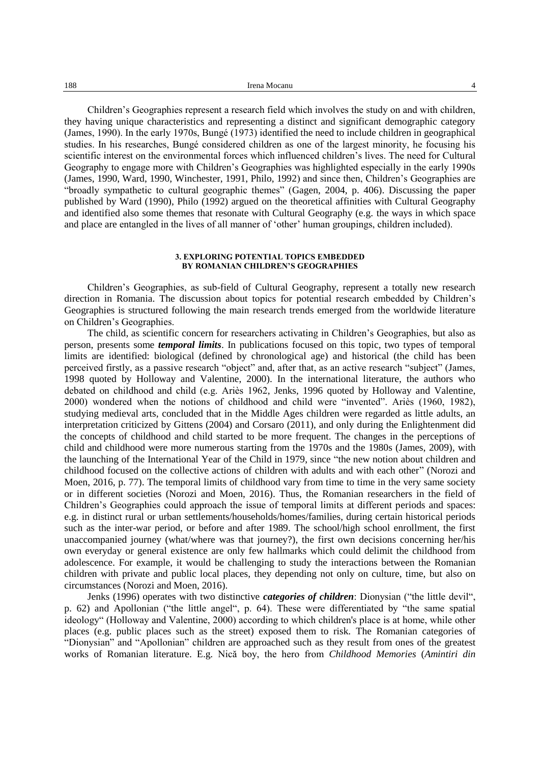Children's Geographies represent a research field which involves the study on and with children, they having unique characteristics and representing a distinct and significant demographic category (James, 1990). In the early 1970s, Bungé (1973) identified the need to include children in geographical studies. In his researches, Bungé considered children as one of the largest minority, he focusing his scientific interest on the environmental forces which influenced children's lives. The need for Cultural Geography to engage more with Children's Geographies was highlighted especially in the early 1990s (James, 1990, Ward, 1990, Winchester, 1991, Philo, 1992) and since then, Children's Geographies are "broadly sympathetic to cultural geographic themes" (Gagen, 2004, p. 406). Discussing the paper published by Ward (1990), Philo (1992) argued on the theoretical affinities with Cultural Geography and identified also some themes that resonate with Cultural Geography (e.g. the ways in which space and place are entangled in the lives of all manner of 'other' human groupings, children included).

## 3. EXPLORING POTENTIAL TOPICS EMBEDDED BY ROMANIAN CHILDREN'S GEOGRAPHIES

Children's Geographies, as sub-field of Cultural Geography, represent a totally new research direction in Romania. The discussion about topics for potential research embedded by Children's Geographies is structured following the main research trends emerged from the worldwide literature on Children's Geographies.

The child, as scientific concern for researchers activating in Children's Geographies, but also as person, presents some ***temporal limits***. In publications focused on this topic, two types of temporal limits are identified: biological (defined by chronological age) and historical (the child has been perceived firstly, as a passive research "object" and, after that, as an active research "subject" (James, 1998 quoted by Holloway and Valentine, 2000). In the international literature, the authors who debated on childhood and child (e.g. Ariès 1962, Jenks, 1996 quoted by Holloway and Valentine, 2000) wondered when the notions of childhood and child were "invented". Ariès (1960, 1982), studying medieval arts, concluded that in the Middle Ages children were regarded as little adults, an interpretation criticized by Gittens (2004) and Corsaro (2011), and only during the Enlightenment did the concepts of childhood and child started to be more frequent. The changes in the perceptions of child and childhood were more numerous starting from the 1970s and the 1980s (James, 2009), with the launching of the International Year of the Child in 1979, since "the new notion about children and childhood focused on the collective actions of children with adults and with each other" (Norozi and Moen, 2016, p. 77). The temporal limits of childhood vary from time to time in the very same society or in different societies (Norozi and Moen, 2016). Thus, the Romanian researchers in the field of Children's Geographies could approach the issue of temporal limits at different periods and spaces: e.g. in distinct rural or urban settlements/households/homes/families, during certain historical periods such as the inter-war period, or before and after 1989. The school/high school enrollment, the first unaccompanied journey (what/where was that journey?), the first own decisions concerning her/his own everyday or general existence are only few hallmarks which could delimit the childhood from adolescence. For example, it would be challenging to study the interactions between the Romanian children with private and public local places, they depending not only on culture, time, but also on circumstances (Norozi and Moen, 2016).

Jenks (1996) operates with two distinctive ***categories of children***: Dionysian ("the little devil", p. 62) and Apollonian ("the little angel", p. 64). These were differentiated by "the same spatial ideology" (Holloway and Valentine, 2000) according to which children's place is at home, while other places (e.g. public places such as the street) exposed them to risk. The Romanian categories of "Dionysian" and "Apollonian" children are approached such as they result from ones of the greatest works of Romanian literature. E.g. Nică boy, the hero from *Childhood Memories* (*Amintiri din*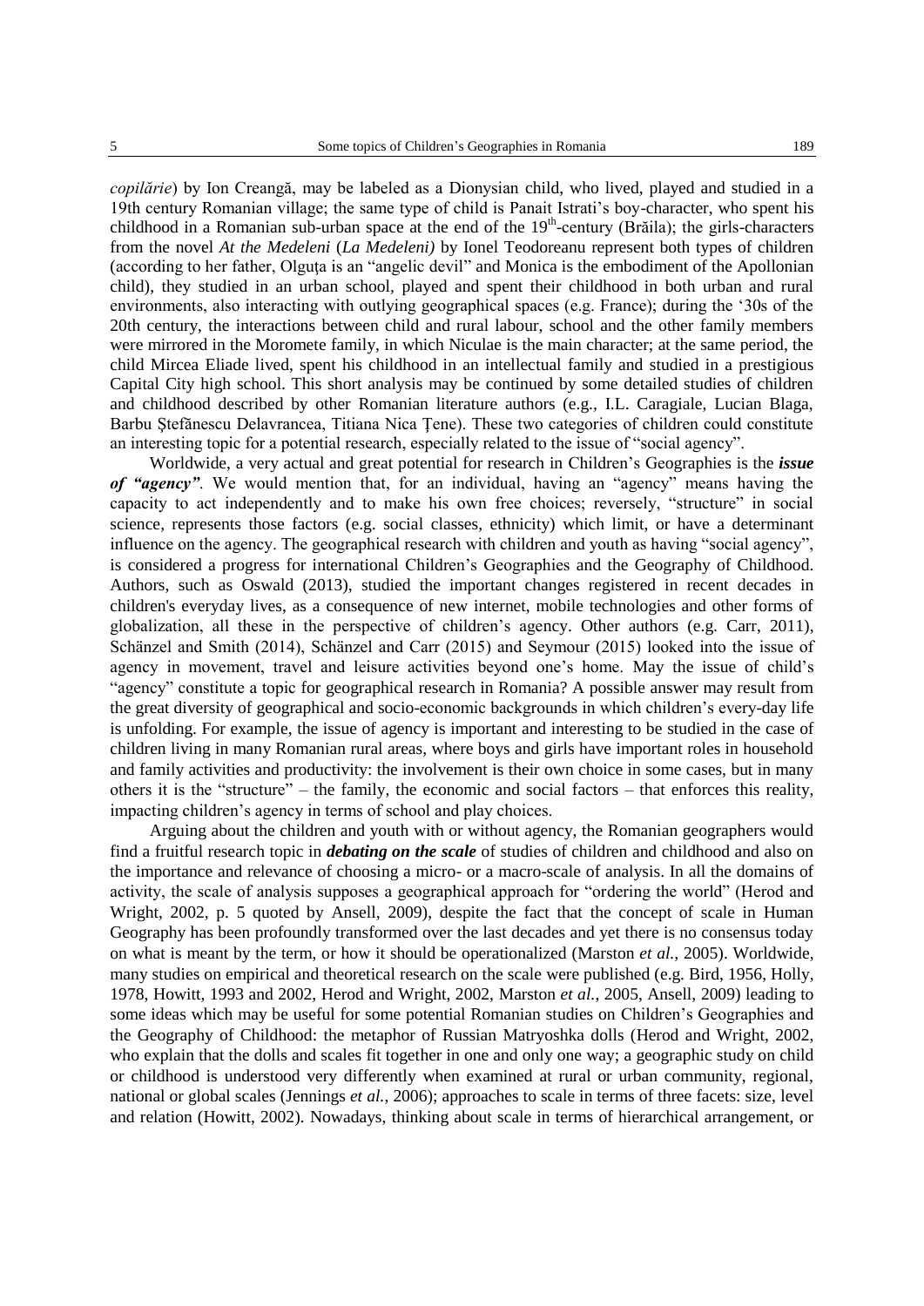*copilărie*) by Ion Creangă, may be labeled as a Dionysian child, who lived, played and studied in a 19th century Romanian village; the same type of child is Panait Istrati's boy-character, who spent his childhood in a Romanian sub-urban space at the end of the 19th-century (Brăila); the girls-characters from the novel *At the Medeleni* (*La Medeleni)* by Ionel Teodoreanu represent both types of children (according to her father, Olguța is an "angelic devil" and Monica is the embodiment of the Apollonian child), they studied in an urban school, played and spent their childhood in both urban and rural environments, also interacting with outlying geographical spaces (e.g. France); during the '30s of the 20th century, the interactions between child and rural labour, school and the other family members were mirrored in the Moromete family, in which Niculae is the main character; at the same period, the child Mircea Eliade lived, spent his childhood in an intellectual family and studied in a prestigious Capital City high school. This short analysis may be continued by some detailed studies of children and childhood described by other Romanian literature authors (e.g., I.L. Caragiale, Lucian Blaga, Barbu Ștefănescu Delavrancea, Titiana Nica Țene). These two categories of children could constitute an interesting topic for a potential research, especially related to the issue of "social agency".

Worldwide, a very actual and great potential for research in Children's Geographies is the ***issue of "agency"***. We would mention that, for an individual, having an "agency" means having the capacity to act independently and to make his own free choices; reversely, "structure" in social science, represents those factors (e.g. social classes, ethnicity) which limit, or have a determinant influence on the agency. The geographical research with children and youth as having "social agency", is considered a progress for international Children's Geographies and the Geography of Childhood. Authors, such as Oswald (2013), studied the important changes registered in recent decades in children's everyday lives, as a consequence of new internet, mobile technologies and other forms of globalization, all these in the perspective of children's agency. Other authors (e.g. Carr, 2011), Schänzel and Smith (2014), Schänzel and Carr (2015) and Seymour (2015) looked into the issue of agency in movement, travel and leisure activities beyond one's home. May the issue of child's "agency" constitute a topic for geographical research in Romania? A possible answer may result from the great diversity of geographical and socio-economic backgrounds in which children's every-day life is unfolding. For example, the issue of agency is important and interesting to be studied in the case of children living in many Romanian rural areas, where boys and girls have important roles in household and family activities and productivity: the involvement is their own choice in some cases, but in many others it is the "structure" – the family, the economic and social factors – that enforces this reality, impacting children's agency in terms of school and play choices.

Arguing about the children and youth with or without agency, the Romanian geographers would find a fruitful research topic in ***debating on the scale*** of studies of children and childhood and also on the importance and relevance of choosing a micro- or a macro-scale of analysis. In all the domains of activity, the scale of analysis supposes a geographical approach for "ordering the world" (Herod and Wright, 2002, p. 5 quoted by Ansell, 2009), despite the fact that the concept of scale in Human Geography has been profoundly transformed over the last decades and yet there is no consensus today on what is meant by the term, or how it should be operationalized (Marston *et al.*, 2005). Worldwide, many studies on empirical and theoretical research on the scale were published (e.g. Bird, 1956, Holly, 1978, Howitt, 1993 and 2002, Herod and Wright, 2002, Marston *et al.*, 2005, Ansell, 2009) leading to some ideas which may be useful for some potential Romanian studies on Children's Geographies and the Geography of Childhood: the metaphor of Russian Matryoshka dolls (Herod and Wright, 2002, who explain that the dolls and scales fit together in one and only one way; a geographic study on child or childhood is understood very differently when examined at rural or urban community, regional, national or global scales (Jennings *et al.*, 2006); approaches to scale in terms of three facets: size, level and relation (Howitt, 2002). Nowadays, thinking about scale in terms of hierarchical arrangement, or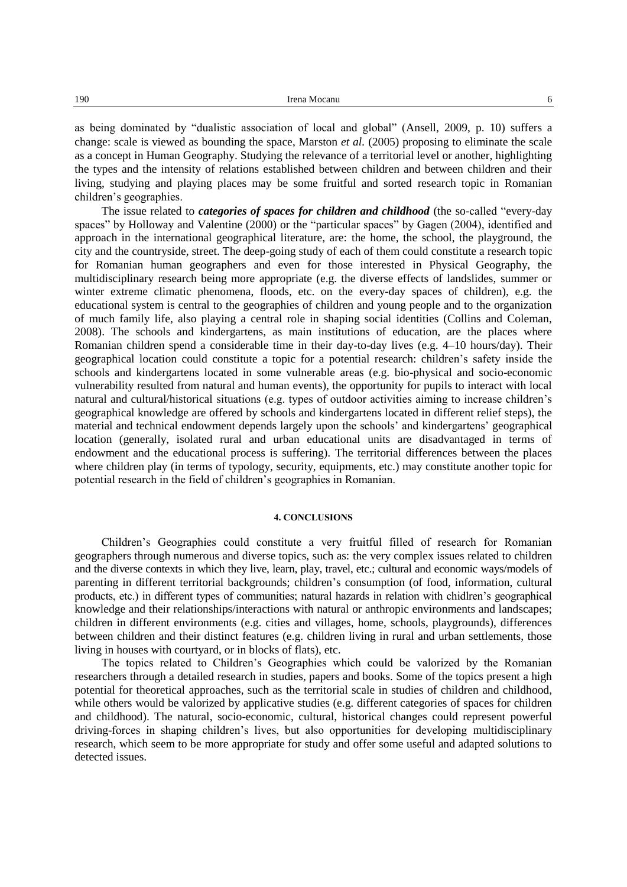as being dominated by "dualistic association of local and global" (Ansell, 2009, p. 10) suffers a change: scale is viewed as bounding the space, Marston *et al.* (2005) proposing to eliminate the scale as a concept in Human Geography. Studying the relevance of a territorial level or another, highlighting the types and the intensity of relations established between children and between children and their living, studying and playing places may be some fruitful and sorted research topic in Romanian children's geographies.

The issue related to ***categories of spaces for children and childhood*** (the so-called "every-day spaces" by Holloway and Valentine (2000) or the "particular spaces" by Gagen (2004), identified and approach in the international geographical literature, are: the home, the school, the playground, the city and the countryside, street. The deep-going study of each of them could constitute a research topic for Romanian human geographers and even for those interested in Physical Geography, the multidisciplinary research being more appropriate (e.g. the diverse effects of landslides, summer or winter extreme climatic phenomena, floods, etc. on the every-day spaces of children), e.g. the educational system is central to the geographies of children and young people and to the organization of much family life, also playing a central role in shaping social identities (Collins and Coleman, 2008). The schools and kindergartens, as main institutions of education, are the places where Romanian children spend a considerable time in their day-to-day lives (e.g. 4–10 hours/day). Their geographical location could constitute a topic for a potential research: children's safety inside the schools and kindergartens located in some vulnerable areas (e.g. bio-physical and socio-economic vulnerability resulted from natural and human events), the opportunity for pupils to interact with local natural and cultural/historical situations (e.g. types of outdoor activities aiming to increase children's geographical knowledge are offered by schools and kindergartens located in different relief steps), the material and technical endowment depends largely upon the schools' and kindergartens' geographical location (generally, isolated rural and urban educational units are disadvantaged in terms of endowment and the educational process is suffering). The territorial differences between the places where children play (in terms of typology, security, equipments, etc.) may constitute another topic for potential research in the field of children's geographies in Romanian.

## 4. CONCLUSIONS

Children's Geographies could constitute a very fruitful filled of research for Romanian geographers through numerous and diverse topics, such as: the very complex issues related to children and the diverse contexts in which they live, learn, play, travel, etc.; cultural and economic ways/models of parenting in different territorial backgrounds; children's consumption (of food, information, cultural products, etc.) in different types of communities; natural hazards in relation with chidlren's geographical knowledge and their relationships/interactions with natural or anthropic environments and landscapes; children in different environments (e.g. cities and villages, home, schools, playgrounds), differences between children and their distinct features (e.g. children living in rural and urban settlements, those living in houses with courtyard, or in blocks of flats), etc.

The topics related to Children's Geographies which could be valorized by the Romanian researchers through a detailed research in studies, papers and books. Some of the topics present a high potential for theoretical approaches, such as the territorial scale in studies of children and childhood, while others would be valorized by applicative studies (e.g. different categories of spaces for children and childhood). The natural, socio-economic, cultural, historical changes could represent powerful driving-forces in shaping children's lives, but also opportunities for developing multidisciplinary research, which seem to be more appropriate for study and offer some useful and adapted solutions to detected issues.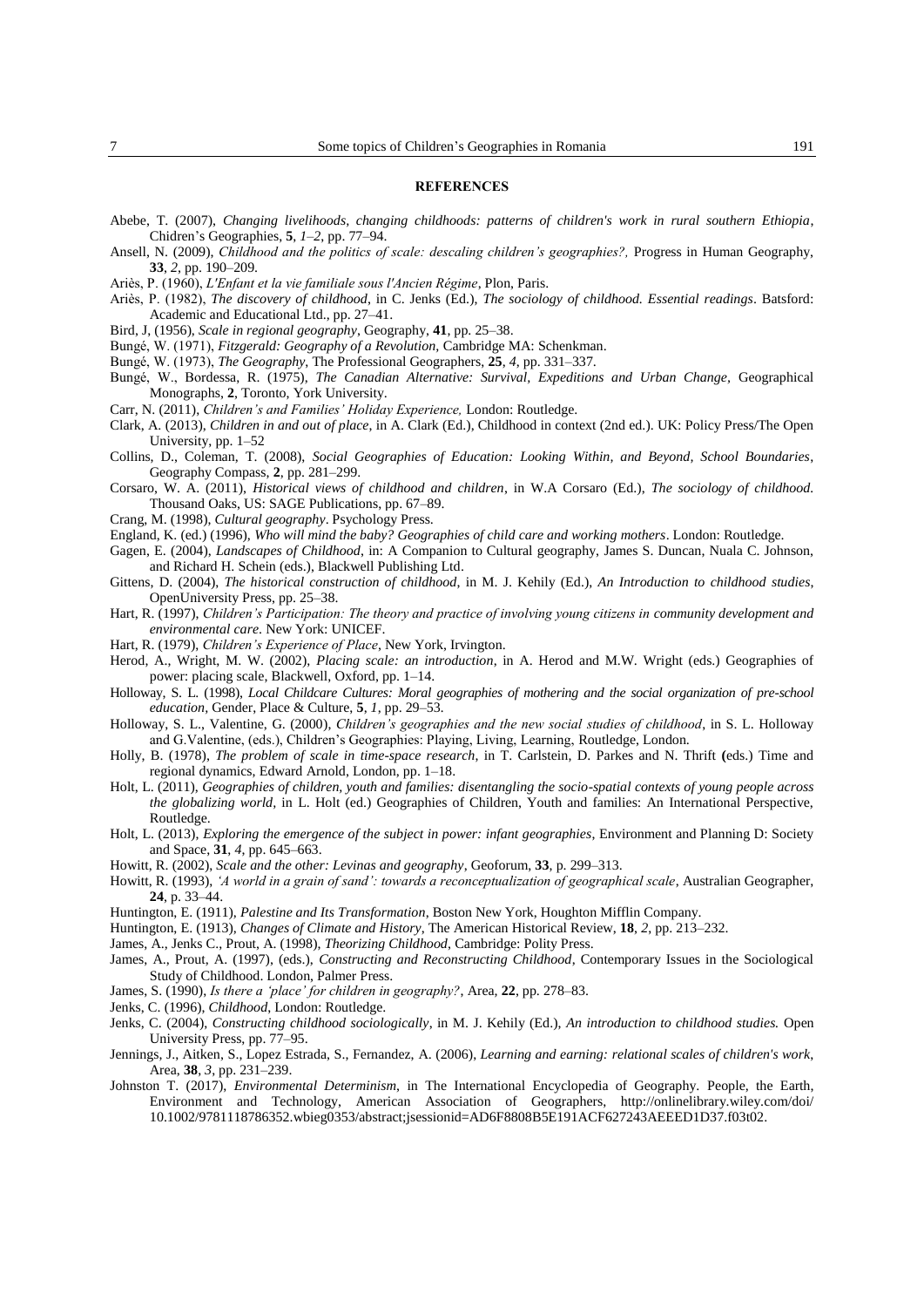**REFERENCES**

Abebe, T. (2007), *Changing livelihoods, changing childhoods: patterns of children's work in rural southern Ethiopia*, Chidren's Geographies, **5**, *1–2*, pp. 77–94.

Ansell, N. (2009), *Childhood and the politics of scale: descaling children's geographies?,* Progress in Human Geography, **33**, *2*, pp. 190–209.

Ariès, P. (1960), *L'Enfant et la vie familiale sous l'Ancien Régime*, Plon, Paris.

Ariès, P. (1982), *The discovery of childhood*, in C. Jenks (Ed.), *The sociology of childhood. Essential readings*. Batsford: Academic and Educational Ltd., pp. 27–41.

Bird, J, (1956), *Scale in regional geography*, Geography, **41**, pp. 25–38.

Bungé, W. (1971), *Fitzgerald: Geography of a Revolution*, Cambridge MA: Schenkman.

Bungé, W. (1973), *The Geography*, The Professional Geographers, **25**, *4*, pp. 331–337.

Bungé, W., Bordessa, R. (1975), *The Canadian Alternative: Survival, Expeditions and Urban Change*, Geographical Monographs, **2**, Toronto, York University.

Carr, N. (2011), *Children's and Families' Holiday Experience,* London: Routledge.

Clark, A. (2013), *Children in and out of place*, in A. Clark (Ed.), Childhood in context (2nd ed.). UK: Policy Press/The Open University, pp. 1–52

Collins, D., Coleman, T. (2008), *Social Geographies of Education: Looking Within, and Beyond, School Boundaries*, Geography Compass, **2**, pp. 281–299.

Corsaro, W. A. (2011), *Historical views of childhood and children*, in W.A Corsaro (Ed.), *The sociology of childhood.* Thousand Oaks, US: SAGE Publications, pp. 67–89.

Crang, M. (1998), *Cultural geography*. Psychology Press.

England, K. (ed.) (1996), *Who will mind the baby? Geographies of child care and working mothers*. London: Routledge.

Gagen, E. (2004), *Landscapes of Childhood*, in: A Companion to Cultural geography, James S. Duncan, Nuala C. Johnson, and Richard H. Schein (eds.), Blackwell Publishing Ltd.

Gittens, D. (2004), *The historical construction of childhood*, in M. J. Kehily (Ed.), *An Introduction to childhood studies*, OpenUniversity Press, pp. 25–38.

Hart, R. (1997), *Children's Participation: The theory and practice of involving young citizens in community development and environmental care*. New York: UNICEF.

Hart, R. (1979), *Children's Experience of Place*, New York, Irvington.

Herod, A., Wright, M. W. (2002), *Placing scale: an introduction*, in A. Herod and M.W. Wright (eds.) Geographies of power: placing scale, Blackwell, Oxford, pp. 1–14.

Holloway, S. L. (1998), *Local Childcare Cultures: Moral geographies of mothering and the social organization of pre-school education*, Gender, Place & Culture, **5**, *1*, pp. 29–53.

Holloway, S. L., Valentine, G. (2000), *Children's geographies and the new social studies of childhood*, in S. L. Holloway and G.Valentine, (eds.), Children's Geographies: Playing, Living, Learning, Routledge, London.

Holly, B. (1978), *The problem of scale in time-space research*, in T. Carlstein, D. Parkes and N. Thrift **(**eds.) Time and regional dynamics, Edward Arnold, London, pp. 1–18.

Holt, L. (2011), *Geographies of children, youth and families: disentangling the socio-spatial contexts of young people across the globalizing world*, in L. Holt (ed.) Geographies of Children, Youth and families: An International Perspective, Routledge.

Holt, L. (2013), *Exploring the emergence of the subject in power: infant geographies*, Environment and Planning D: Society and Space, **31**, *4*, pp. 645–663.

Howitt, R. (2002), *Scale and the other: Levinas and geography*, Geoforum, **33**, p. 299–313.

Howitt, R. (1993), *'A world in a grain of sand': towards a reconceptualization of geographical scale*, Australian Geographer, **24**, p. 33–44.

Huntington, E. (1911), *Palestine and Its Transformation*, Boston New York, Houghton Mifflin Company.

Huntington, E. (1913), *Changes of Climate and History*, The American Historical Review, **18**, *2*, pp. 213–232.

James, A., Jenks C., Prout, A. (1998), *Theorizing Childhood*, Cambridge: Polity Press.

James, A., Prout, A. (1997), (eds.), *Constructing and Reconstructing Childhood*, Contemporary Issues in the Sociological Study of Childhood. London, Palmer Press.

James, S. (1990), *Is there a 'place' for children in geography?*, Area, **22**, pp. 278–83.

Jenks, C. (1996), *Childhood*, London: Routledge.

Jenks, C. (2004), *Constructing childhood sociologically*, in M. J. Kehily (Ed.), *An introduction to childhood studies.* Open University Press, pp. 77–95.

Jennings, J., Aitken, S., Lopez Estrada, S., Fernandez, A. (2006), *Learning and earning: relational scales of children's work*, Area, **38**, *3*, pp. 231–239.

Johnston T. (2017), *Environmental Determinism*, in The International Encyclopedia of Geography. People, the Earth, Environment and Technology, American Association of Geographers, http://onlinelibrary.wiley.com/doi/ 10.1002/9781118786352.wbieg0353/abstract;jsessionid=AD6F8808B5E191ACF627243AEEED1D37.f03t02.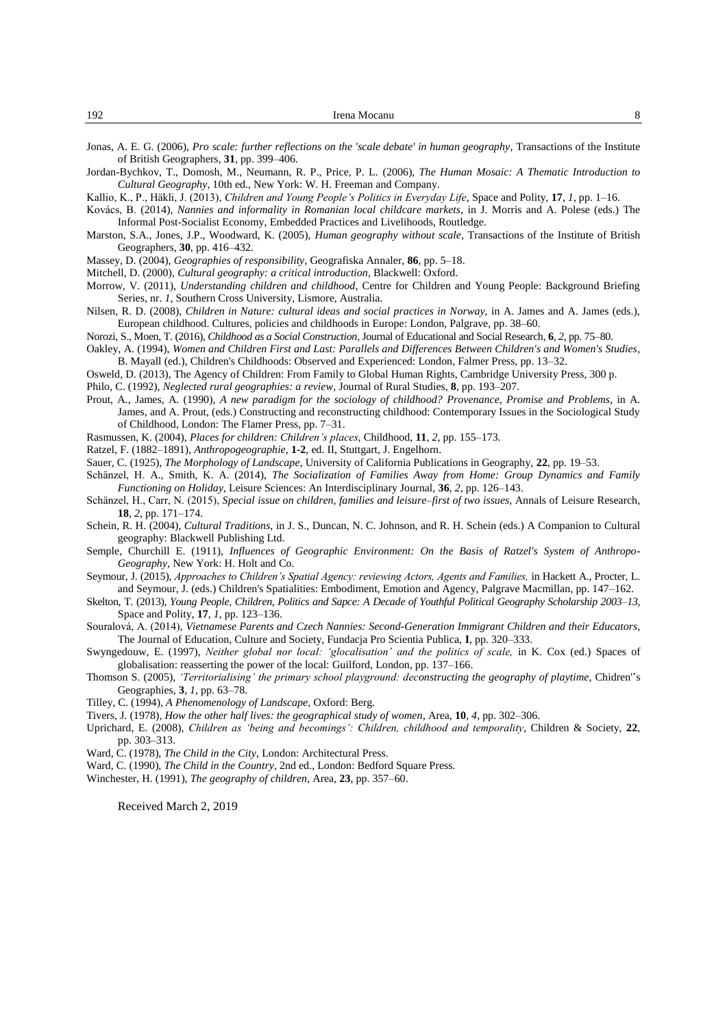Jonas, A. E. G. (2006), *Pro scale: further reflections on the 'scale debate' in human geography*, Transactions of the Institute of British Geographers, **31**, pp. 399–406.

Jordan-Bychkov, T., Domosh, M., Neumann, R. P., Price, P. L. (2006), *The Human Mosaic: A Thematic Introduction to Cultural Geography*, 10th ed., New York: W. H. Freeman and Company.

Kallio, K., P., Häkli, J. (2013), *Children and Young People's Politics in Everyday Life*, Space and Polity, **17**, *1*, pp. 1–16.

Kovács, B. (2014), *Nannies and informality in Romanian local childcare markets*, in J. Morris and A. Polese (eds.) The Informal Post-Socialist Economy, Embedded Practices and Livelihoods, Routledge.

Marston, S.A., Jones, J.P., Woodward, K. (2005), *Human geography without scale*, Transactions of the Institute of British Geographers, **30**, pp. 416–432.

Massey, D. (2004), *Geographies of responsibility*, Geografiska Annaler, **86**, pp. 5–18.

Mitchell, D. (2000), *Cultural geography: a critical introduction*, Blackwell: Oxford.

Morrow, V. (2011), *Understanding children and childhood*, Centre for Children and Young People: Background Briefing Series, nr. *1*, Southern Cross University, Lismore, Australia.

Nilsen, R. D. (2008), *Children in Nature: cultural ideas and social practices in Norway*, in A. James and A. James (eds.), European childhood. Cultures, policies and childhoods in Europe: London, Palgrave, pp. 38–60.

Norozi, S., Moen, T. (2016), *Childhood as a Social Construction*, Journal of Educational and Social Research, **6**, *2*, pp. 75–80.

Oakley, A. (1994), *Women and Children First and Last: Parallels and Differences Between Children's and Women's Studies*, B. Mayall (ed.), Children's Childhoods: Observed and Experienced: London, Falmer Press, pp. 13–32.

Osweld, D. (2013), The Agency of Children: From Family to Global Human Rights, Cambridge University Press, 300 p.

Philo, C. (1992), *Neglected rural geographies: a review*, Journal of Rural Studies, **8**, pp. 193–207.

Prout, A., James, A. (1990), *A new paradigm for the sociology of childhood? Provenance, Promise and Problems*, in A. James, and A. Prout, (eds.) Constructing and reconstructing childhood: Contemporary Issues in the Sociological Study of Childhood, London: The Flamer Press, pp. 7–31.

Rasmussen, K. (2004), *Places for children: Children's places*, Childhood, **11**, *2*, pp. 155–173.

Ratzel, F. (1882–1891), *Anthropogeographie*, **1-2**, ed. II, Stuttgart, J. Engelhorn.

Sauer, C. (1925), *The Morphology of Landscape*, University of California Publications in Geography, **22**, pp. 19–53.

Schänzel, H. A., Smith, K. A. (2014), *The Socialization of Families Away from Home: Group Dynamics and Family Functioning on Holiday*, Leisure Sciences: An Interdisciplinary Journal, **36**, *2*, pp. 126–143.

Schänzel, H., Carr, N. (2015), *Special issue on children, families and leisure–first of two issues*, Annals of Leisure Research, **18**, *2*, pp. 171–174.

Schein, R. H. (2004), *Cultural Traditions*, in J. S., Duncan, N. C. Johnson, and R. H. Schein (eds.) A Companion to Cultural geography: Blackwell Publishing Ltd.

Semple, Churchill E. (1911), *Influences of Geographic Environment: On the Basis of Ratzel's System of Anthropo-Geography*, New York: H. Holt and Co.

Seymour, J. (2015), *Approaches to Children's Spatial Agency: reviewing Actors, Agents and Families,* in Hackett A., Procter, L. and Seymour, J. (eds.) Children's Spatialities: Embodiment, Emotion and Agency, Palgrave Macmillan, pp. 147–162.

Skelton, T. (2013), *Young People, Children, Politics and Sapce: A Decade of Youthful Political Geography Scholarship 2003–13*, Space and Polity, **17**, *1*, pp. 123–136.

Souralová, A. (2014), *Vietnamese Parents and Czech Nannies: Second-Generation Immigrant Children and their Educators*, The Journal of Education, Culture and Society, Fundacja Pro Scientia Publica, **1**, pp. 320–333.

Swyngedouw, E. (1997), *Neither global nor local: 'glocalisation' and the politics of scale,* in K. Cox (ed.) Spaces of globalisation: reasserting the power of the local: Guilford, London, pp. 137–166.

Thomson S. (2005), *'Territorialising' the primary school playground: deconstructing the geography of playtime*, Chidren''s Geographies, **3**, *1*, pp. 63–78.

Tilley, C. (1994), *A Phenomenology of Landscape*, Oxford: Berg.

Tivers, J. (1978), *How the other half lives: the geographical study of women*, Area, **10**, *4*, pp. 302–306.

Uprichard, E. (2008), *Children as 'being and becomings': Children, childhood and temporality*, Children & Society, **22**, pp. 303–313.

Ward, C. (1978), *The Child in the City*, London: Architectural Press.

Ward, C. (1990), *The Child in the Country*, 2nd ed., London: Bedford Square Press.

Winchester, H. (1991), *The geography of children*, Area, **23**, pp. 357–60.

Received March 2, 2019